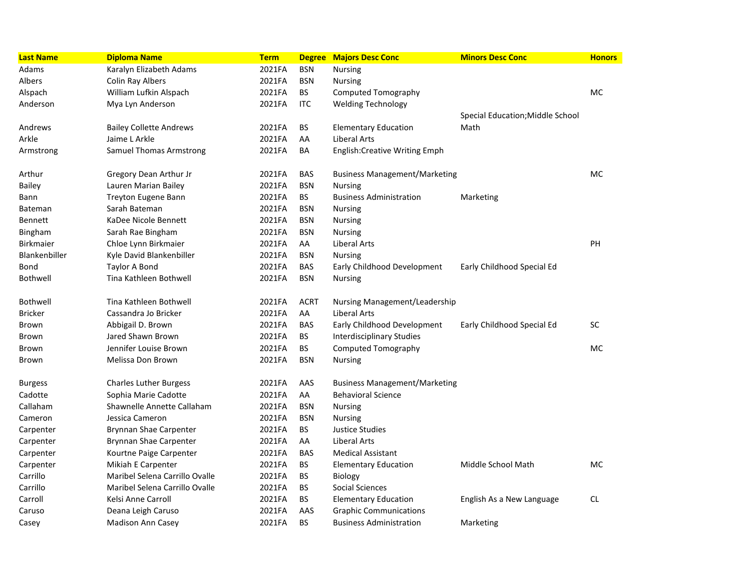| Last Name | Diploma Name | Term | Degree | Majors Desc Conc | Minors Desc Conc | Honors |
|---|---|---|---|---|---|---|
| Adams | Karalyn Elizabeth Adams | 2021FA | BSN | Nursing | | |
| Albers | Colin Ray Albers | 2021FA | BSN | Nursing | | |
| Alspach | William Lufkin Alspach | 2021FA | BS | Computed Tomography | | MC |
| Anderson | Mya Lyn Anderson | 2021FA | ITC | Welding Technology | | |
| Andrews | Bailey Collette Andrews | 2021FA | BS | Elementary Education | Special Education;Middle School Math | |
| Arkle | Jaime L Arkle | 2021FA | AA | Liberal Arts | | |
| Armstrong | Samuel Thomas Armstrong | 2021FA | BA | English:Creative Writing Emph | | |
| Arthur | Gregory Dean Arthur Jr | 2021FA | BAS | Business Management/Marketing | | MC |
| Bailey | Lauren Marian Bailey | 2021FA | BSN | Nursing | | |
| Bann | Treyton Eugene Bann | 2021FA | BS | Business Administration | Marketing | |
| Bateman | Sarah Bateman | 2021FA | BSN | Nursing | | |
| Bennett | KaDee Nicole Bennett | 2021FA | BSN | Nursing | | |
| Bingham | Sarah Rae Bingham | 2021FA | BSN | Nursing | | |
| Birkmaier | Chloe Lynn Birkmaier | 2021FA | AA | Liberal Arts | | PH |
| Blankenbiller | Kyle David Blankenbiller | 2021FA | BSN | Nursing | | |
| Bond | Taylor A Bond | 2021FA | BAS | Early Childhood Development | Early Childhood Special Ed | |
| Bothwell | Tina Kathleen Bothwell | 2021FA | BSN | Nursing | | |
| Bothwell | Tina Kathleen Bothwell | 2021FA | ACRT | Nursing Management/Leadership | | |
| Bricker | Cassandra Jo Bricker | 2021FA | AA | Liberal Arts | | |
| Brown | Abbigail D. Brown | 2021FA | BAS | Early Childhood Development | Early Childhood Special Ed | SC |
| Brown | Jared Shawn Brown | 2021FA | BS | Interdisciplinary Studies | | |
| Brown | Jennifer Louise Brown | 2021FA | BS | Computed Tomography | | MC |
| Brown | Melissa Don Brown | 2021FA | BSN | Nursing | | |
| Burgess | Charles Luther Burgess | 2021FA | AAS | Business Management/Marketing | | |
| Cadotte | Sophia Marie Cadotte | 2021FA | AA | Behavioral Science | | |
| Callaham | Shawnelle Annette Callaham | 2021FA | BSN | Nursing | | |
| Cameron | Jessica Cameron | 2021FA | BSN | Nursing | | |
| Carpenter | Brynnan Shae Carpenter | 2021FA | BS | Justice Studies | | |
| Carpenter | Brynnan Shae Carpenter | 2021FA | AA | Liberal Arts | | |
| Carpenter | Kourtne Paige Carpenter | 2021FA | BAS | Medical Assistant | | |
| Carpenter | Mikiah E Carpenter | 2021FA | BS | Elementary Education | Middle School Math | MC |
| Carrillo | Maribel Selena Carrillo Ovalle | 2021FA | BS | Biology | | |
| Carrillo | Maribel Selena Carrillo Ovalle | 2021FA | BS | Social Sciences | | |
| Carroll | Kelsi Anne Carroll | 2021FA | BS | Elementary Education | English As a New Language | CL |
| Caruso | Deana Leigh Caruso | 2021FA | AAS | Graphic Communications | | |
| Casey | Madison Ann Casey | 2021FA | BS | Business Administration | Marketing | |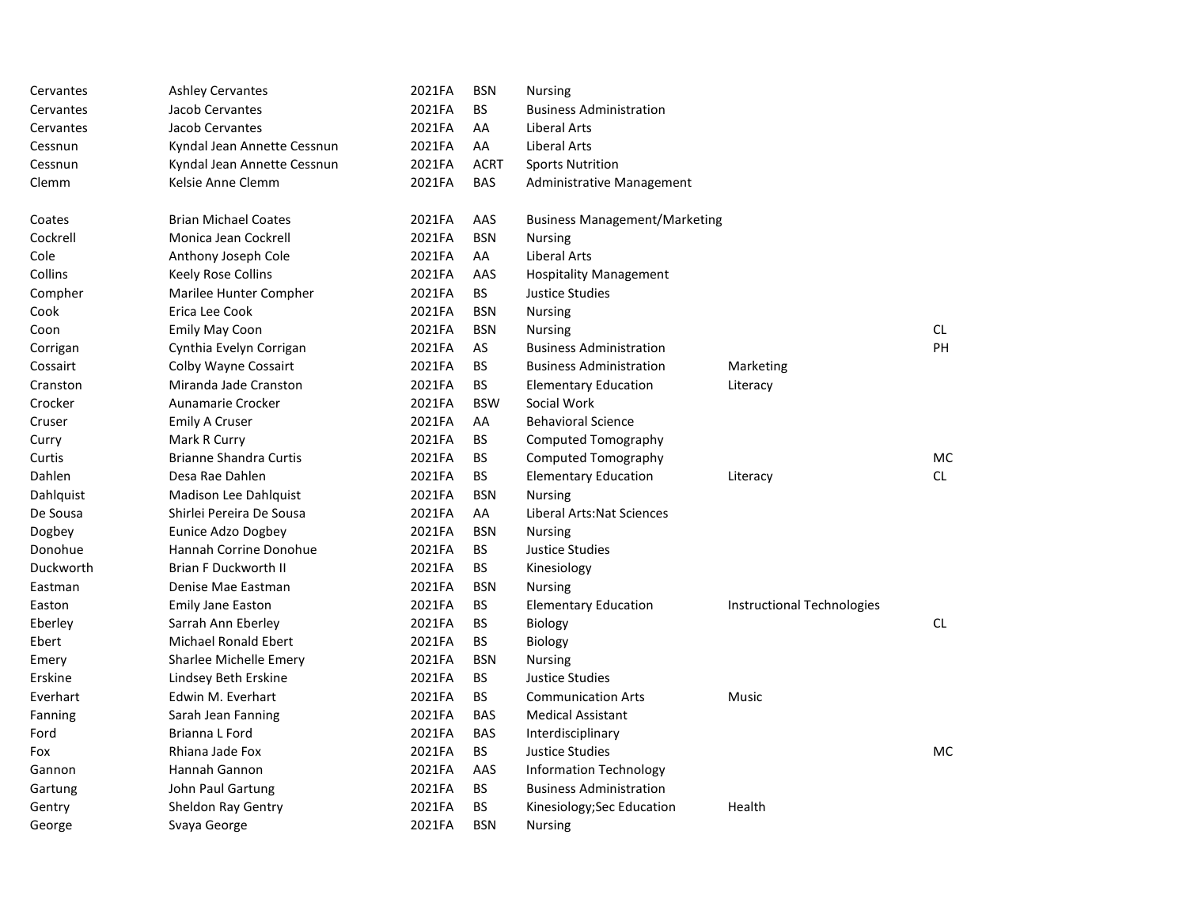| | | | | | | |
|---|---|---|---|---|---|---|
| Cervantes | Ashley Cervantes | 2021FA | BSN | Nursing | | |
| Cervantes | Jacob Cervantes | 2021FA | BS | Business Administration | | |
| Cervantes | Jacob Cervantes | 2021FA | AA | Liberal Arts | | |
| Cessnun | Kyndal Jean Annette Cessnun | 2021FA | AA | Liberal Arts | | |
| Cessnun | Kyndal Jean Annette Cessnun | 2021FA | ACRT | Sports Nutrition | | |
| Clemm | Kelsie Anne Clemm | 2021FA | BAS | Administrative Management | | |
| Coates | Brian Michael Coates | 2021FA | AAS | Business Management/Marketing | | |
| Cockrell | Monica Jean Cockrell | 2021FA | BSN | Nursing | | |
| Cole | Anthony Joseph Cole | 2021FA | AA | Liberal Arts | | |
| Collins | Keely Rose Collins | 2021FA | AAS | Hospitality Management | | |
| Compher | Marilee Hunter Compher | 2021FA | BS | Justice Studies | | |
| Cook | Erica Lee Cook | 2021FA | BSN | Nursing | | |
| Coon | Emily May Coon | 2021FA | BSN | Nursing | | CL |
| Corrigan | Cynthia Evelyn Corrigan | 2021FA | AS | Business Administration | | PH |
| Cossairt | Colby Wayne Cossairt | 2021FA | BS | Business Administration | Marketing | |
| Cranston | Miranda Jade Cranston | 2021FA | BS | Elementary Education | Literacy | |
| Crocker | Aunamarie Crocker | 2021FA | BSW | Social Work | | |
| Cruser | Emily A Cruser | 2021FA | AA | Behavioral Science | | |
| Curry | Mark R Curry | 2021FA | BS | Computed Tomography | | |
| Curtis | Brianne Shandra Curtis | 2021FA | BS | Computed Tomography | | MC |
| Dahlen | Desa Rae Dahlen | 2021FA | BS | Elementary Education | Literacy | CL |
| Dahlquist | Madison Lee Dahlquist | 2021FA | BSN | Nursing | | |
| De Sousa | Shirlei Pereira De Sousa | 2021FA | AA | Liberal Arts:Nat Sciences | | |
| Dogbey | Eunice Adzo Dogbey | 2021FA | BSN | Nursing | | |
| Donohue | Hannah Corrine Donohue | 2021FA | BS | Justice Studies | | |
| Duckworth | Brian F Duckworth II | 2021FA | BS | Kinesiology | | |
| Eastman | Denise Mae Eastman | 2021FA | BSN | Nursing | | |
| Easton | Emily Jane Easton | 2021FA | BS | Elementary Education | Instructional Technologies | |
| Eberley | Sarrah Ann Eberley | 2021FA | BS | Biology | | CL |
| Ebert | Michael Ronald Ebert | 2021FA | BS | Biology | | |
| Emery | Sharlee Michelle Emery | 2021FA | BSN | Nursing | | |
| Erskine | Lindsey Beth Erskine | 2021FA | BS | Justice Studies | | |
| Everhart | Edwin M. Everhart | 2021FA | BS | Communication Arts | Music | |
| Fanning | Sarah Jean Fanning | 2021FA | BAS | Medical Assistant | | |
| Ford | Brianna L Ford | 2021FA | BAS | Interdisciplinary | | |
| Fox | Rhiana Jade Fox | 2021FA | BS | Justice Studies | | MC |
| Gannon | Hannah Gannon | 2021FA | AAS | Information Technology | | |
| Gartung | John Paul Gartung | 2021FA | BS | Business Administration | | |
| Gentry | Sheldon Ray Gentry | 2021FA | BS | Kinesiology;Sec Education | Health | |
| George | Svaya George | 2021FA | BSN | Nursing | | |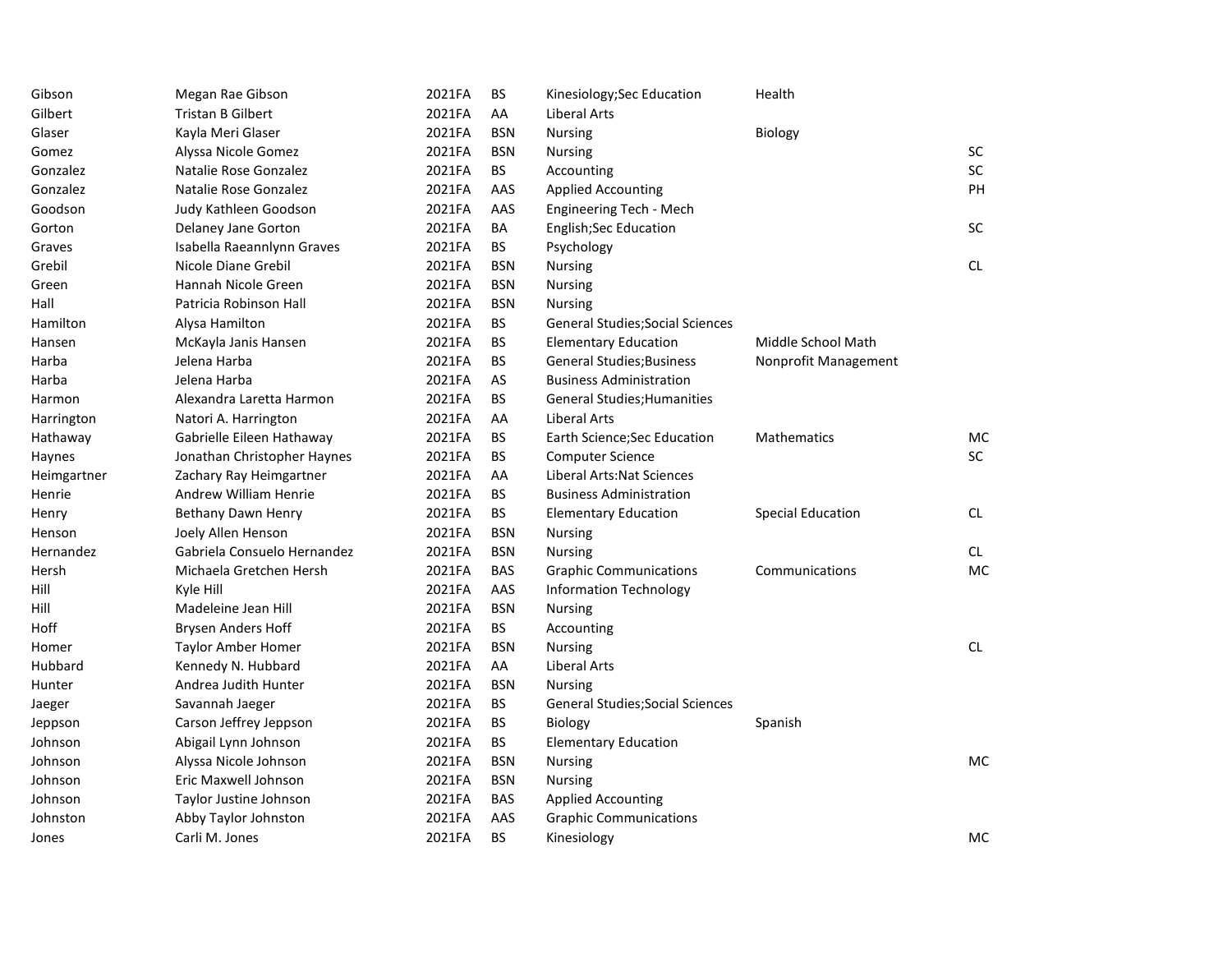| | | | | | | |
|---|---|---|---|---|---|---|
| Gibson | Megan Rae Gibson | 2021FA | BS | Kinesiology;Sec Education | Health | |
| Gilbert | Tristan B Gilbert | 2021FA | AA | Liberal Arts | | |
| Glaser | Kayla Meri Glaser | 2021FA | BSN | Nursing | Biology | |
| Gomez | Alyssa Nicole Gomez | 2021FA | BSN | Nursing | | SC |
| Gonzalez | Natalie Rose Gonzalez | 2021FA | BS | Accounting | | SC |
| Gonzalez | Natalie Rose Gonzalez | 2021FA | AAS | Applied Accounting | | PH |
| Goodson | Judy Kathleen Goodson | 2021FA | AAS | Engineering Tech - Mech | | |
| Gorton | Delaney Jane Gorton | 2021FA | BA | English;Sec Education | | SC |
| Graves | Isabella Raeannlynn Graves | 2021FA | BS | Psychology | | |
| Grebil | Nicole Diane Grebil | 2021FA | BSN | Nursing | | CL |
| Green | Hannah Nicole Green | 2021FA | BSN | Nursing | | |
| Hall | Patricia Robinson Hall | 2021FA | BSN | Nursing | | |
| Hamilton | Alysa Hamilton | 2021FA | BS | General Studies;Social Sciences | | |
| Hansen | McKayla Janis Hansen | 2021FA | BS | Elementary Education | Middle School Math | |
| Harba | Jelena Harba | 2021FA | BS | General Studies;Business | Nonprofit Management | |
| Harba | Jelena Harba | 2021FA | AS | Business Administration | | |
| Harmon | Alexandra Laretta Harmon | 2021FA | BS | General Studies;Humanities | | |
| Harrington | Natori A. Harrington | 2021FA | AA | Liberal Arts | | |
| Hathaway | Gabrielle Eileen Hathaway | 2021FA | BS | Earth Science;Sec Education | Mathematics | MC |
| Haynes | Jonathan Christopher Haynes | 2021FA | BS | Computer Science | | SC |
| Heimgartner | Zachary Ray Heimgartner | 2021FA | AA | Liberal Arts:Nat Sciences | | |
| Henrie | Andrew William Henrie | 2021FA | BS | Business Administration | | |
| Henry | Bethany Dawn Henry | 2021FA | BS | Elementary Education | Special Education | CL |
| Henson | Joely Allen Henson | 2021FA | BSN | Nursing | | |
| Hernandez | Gabriela Consuelo Hernandez | 2021FA | BSN | Nursing | | CL |
| Hersh | Michaela Gretchen Hersh | 2021FA | BAS | Graphic Communications | Communications | MC |
| Hill | Kyle Hill | 2021FA | AAS | Information Technology | | |
| Hill | Madeleine Jean Hill | 2021FA | BSN | Nursing | | |
| Hoff | Brysen Anders Hoff | 2021FA | BS | Accounting | | |
| Homer | Taylor Amber Homer | 2021FA | BSN | Nursing | | CL |
| Hubbard | Kennedy N. Hubbard | 2021FA | AA | Liberal Arts | | |
| Hunter | Andrea Judith Hunter | 2021FA | BSN | Nursing | | |
| Jaeger | Savannah Jaeger | 2021FA | BS | General Studies;Social Sciences | | |
| Jeppson | Carson Jeffrey Jeppson | 2021FA | BS | Biology | Spanish | |
| Johnson | Abigail Lynn Johnson | 2021FA | BS | Elementary Education | | |
| Johnson | Alyssa Nicole Johnson | 2021FA | BSN | Nursing | | MC |
| Johnson | Eric Maxwell Johnson | 2021FA | BSN | Nursing | | |
| Johnson | Taylor Justine Johnson | 2021FA | BAS | Applied Accounting | | |
| Johnston | Abby Taylor Johnston | 2021FA | AAS | Graphic Communications | | |
| Jones | Carli M. Jones | 2021FA | BS | Kinesiology | | MC |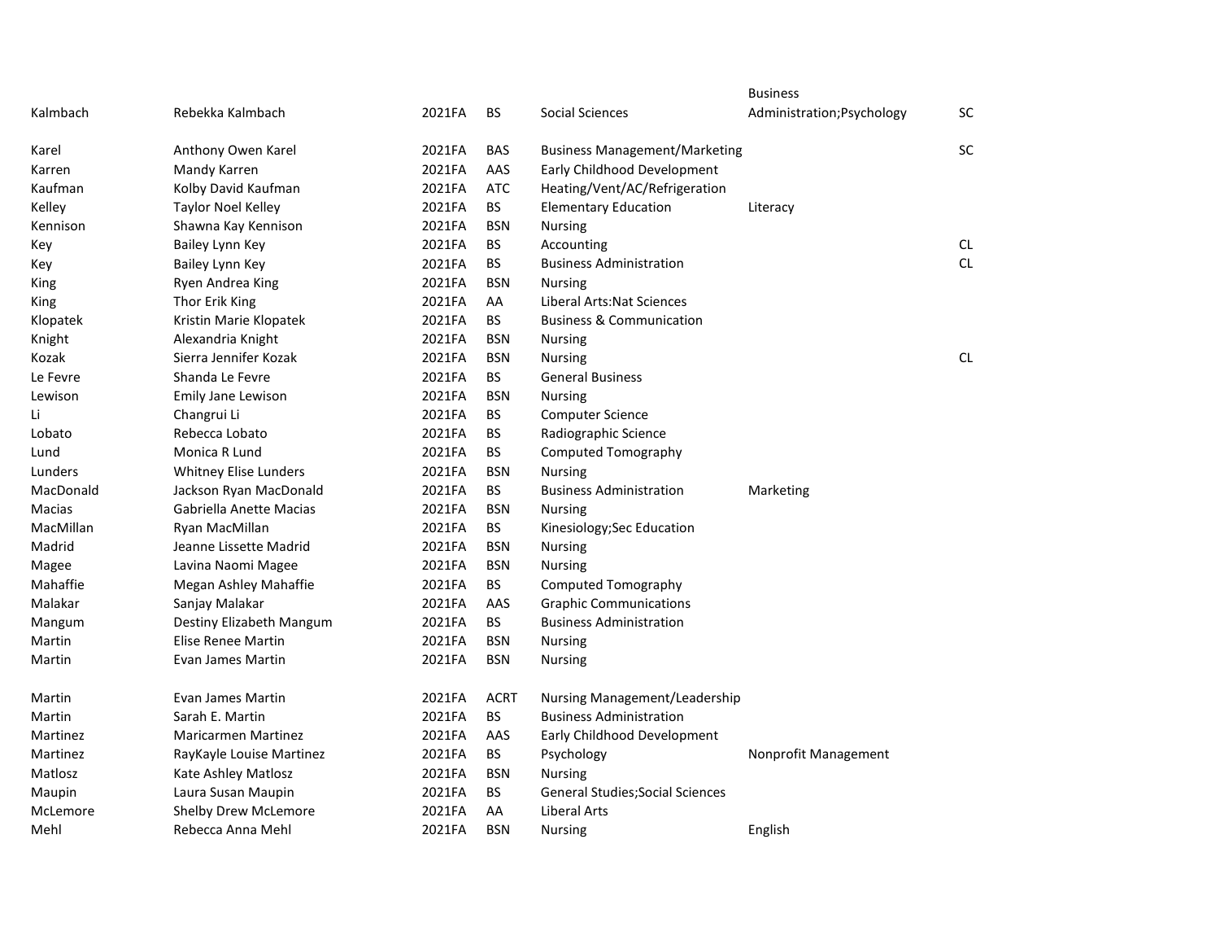| | | | | | | |
|---|---|---|---|---|---|---|
| Kalmbach | Rebekka Kalmbach | 2021FA | BS | Social Sciences | Business Administration;Psychology | SC |
| Karel | Anthony Owen Karel | 2021FA | BAS | Business Management/Marketing | | SC |
| Karren | Mandy Karren | 2021FA | AAS | Early Childhood Development | | |
| Kaufman | Kolby David Kaufman | 2021FA | ATC | Heating/Vent/AC/Refrigeration | | |
| Kelley | Taylor Noel Kelley | 2021FA | BS | Elementary Education | Literacy | |
| Kennison | Shawna Kay Kennison | 2021FA | BSN | Nursing | | |
| Key | Bailey Lynn Key | 2021FA | BS | Accounting | | CL |
| Key | Bailey Lynn Key | 2021FA | BS | Business Administration | | CL |
| King | Ryen Andrea King | 2021FA | BSN | Nursing | | |
| King | Thor Erik King | 2021FA | AA | Liberal Arts:Nat Sciences | | |
| Klopatek | Kristin Marie Klopatek | 2021FA | BS | Business & Communication | | |
| Knight | Alexandria Knight | 2021FA | BSN | Nursing | | |
| Kozak | Sierra Jennifer Kozak | 2021FA | BSN | Nursing | | CL |
| Le Fevre | Shanda Le Fevre | 2021FA | BS | General Business | | |
| Lewison | Emily Jane Lewison | 2021FA | BSN | Nursing | | |
| Li | Changrui Li | 2021FA | BS | Computer Science | | |
| Lobato | Rebecca Lobato | 2021FA | BS | Radiographic Science | | |
| Lund | Monica R Lund | 2021FA | BS | Computed Tomography | | |
| Lunders | Whitney Elise Lunders | 2021FA | BSN | Nursing | | |
| MacDonald | Jackson Ryan MacDonald | 2021FA | BS | Business Administration | Marketing | |
| Macias | Gabriella Anette Macias | 2021FA | BSN | Nursing | | |
| MacMillan | Ryan MacMillan | 2021FA | BS | Kinesiology;Sec Education | | |
| Madrid | Jeanne Lissette Madrid | 2021FA | BSN | Nursing | | |
| Magee | Lavina Naomi Magee | 2021FA | BSN | Nursing | | |
| Mahaffie | Megan Ashley Mahaffie | 2021FA | BS | Computed Tomography | | |
| Malakar | Sanjay Malakar | 2021FA | AAS | Graphic Communications | | |
| Mangum | Destiny Elizabeth Mangum | 2021FA | BS | Business Administration | | |
| Martin | Elise Renee Martin | 2021FA | BSN | Nursing | | |
| Martin | Evan James Martin | 2021FA | BSN | Nursing | | |
| Martin | Evan James Martin | 2021FA | ACRT | Nursing Management/Leadership | | |
| Martin | Sarah E. Martin | 2021FA | BS | Business Administration | | |
| Martinez | Maricarmen Martinez | 2021FA | AAS | Early Childhood Development | | |
| Martinez | RayKayle Louise Martinez | 2021FA | BS | Psychology | Nonprofit Management | |
| Matlosz | Kate Ashley Matlosz | 2021FA | BSN | Nursing | | |
| Maupin | Laura Susan Maupin | 2021FA | BS | General Studies;Social Sciences | | |
| McLemore | Shelby Drew McLemore | 2021FA | AA | Liberal Arts | | |
| Mehl | Rebecca Anna Mehl | 2021FA | BSN | Nursing | English | |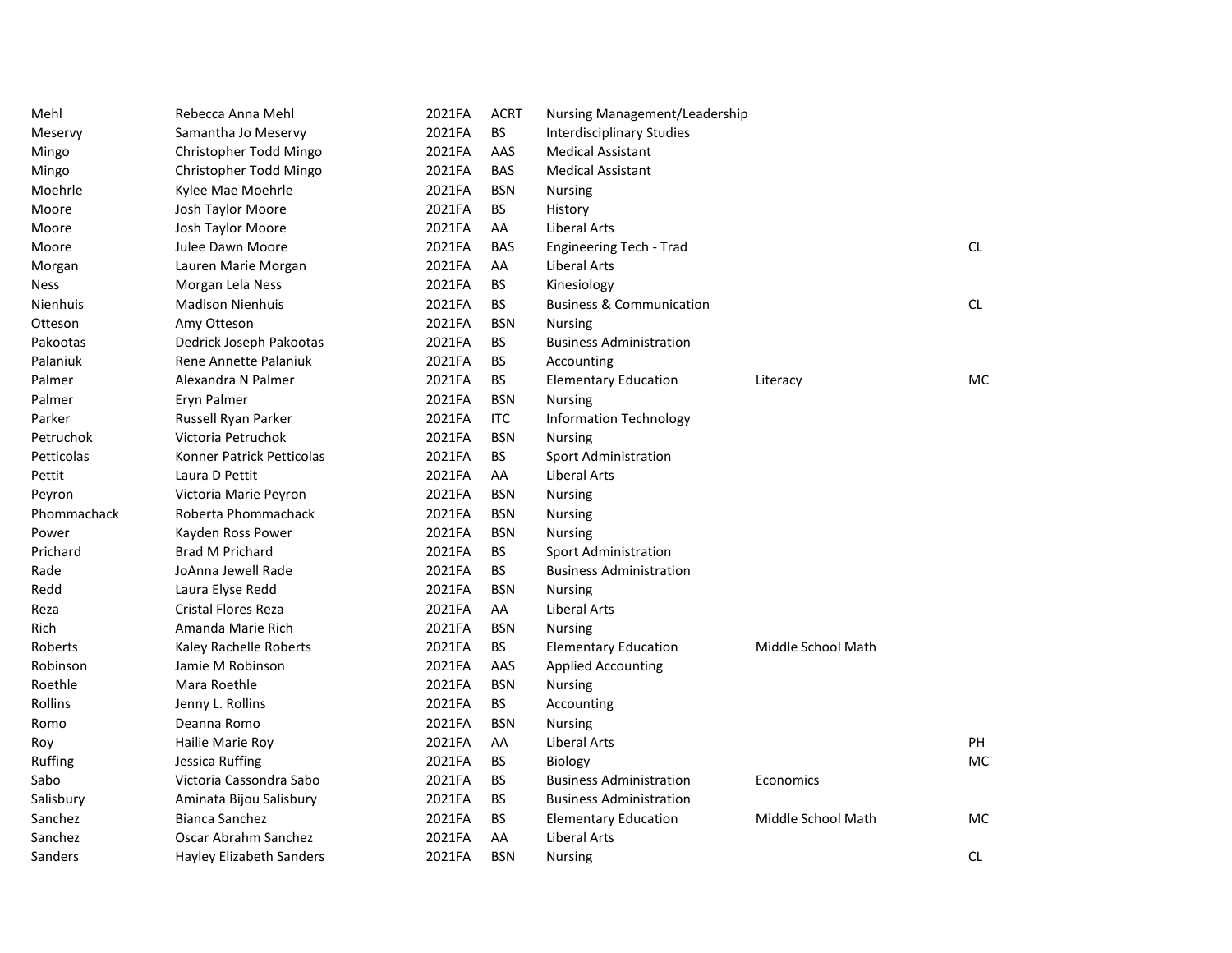| | | | | | | |
|---|---|---|---|---|---|---|
| Mehl | Rebecca Anna Mehl | 2021FA | ACRT | Nursing Management/Leadership | | |
| Meservy | Samantha Jo Meservy | 2021FA | BS | Interdisciplinary Studies | | |
| Mingo | Christopher Todd Mingo | 2021FA | AAS | Medical Assistant | | |
| Mingo | Christopher Todd Mingo | 2021FA | BAS | Medical Assistant | | |
| Moehrle | Kylee Mae Moehrle | 2021FA | BSN | Nursing | | |
| Moore | Josh Taylor Moore | 2021FA | BS | History | | |
| Moore | Josh Taylor Moore | 2021FA | AA | Liberal Arts | | |
| Moore | Julee Dawn Moore | 2021FA | BAS | Engineering Tech - Trad | | CL |
| Morgan | Lauren Marie Morgan | 2021FA | AA | Liberal Arts | | |
| Ness | Morgan Lela Ness | 2021FA | BS | Kinesiology | | |
| Nienhuis | Madison Nienhuis | 2021FA | BS | Business & Communication | | CL |
| Otteson | Amy Otteson | 2021FA | BSN | Nursing | | |
| Pakootas | Dedrick Joseph Pakootas | 2021FA | BS | Business Administration | | |
| Palaniuk | Rene Annette Palaniuk | 2021FA | BS | Accounting | | |
| Palmer | Alexandra N Palmer | 2021FA | BS | Elementary Education | Literacy | MC |
| Palmer | Eryn Palmer | 2021FA | BSN | Nursing | | |
| Parker | Russell Ryan Parker | 2021FA | ITC | Information Technology | | |
| Petruchok | Victoria Petruchok | 2021FA | BSN | Nursing | | |
| Petticolas | Konner Patrick Petticolas | 2021FA | BS | Sport Administration | | |
| Pettit | Laura D Pettit | 2021FA | AA | Liberal Arts | | |
| Peyron | Victoria Marie Peyron | 2021FA | BSN | Nursing | | |
| Phommachack | Roberta Phommachack | 2021FA | BSN | Nursing | | |
| Power | Kayden Ross Power | 2021FA | BSN | Nursing | | |
| Prichard | Brad M Prichard | 2021FA | BS | Sport Administration | | |
| Rade | JoAnna Jewell Rade | 2021FA | BS | Business Administration | | |
| Redd | Laura Elyse Redd | 2021FA | BSN | Nursing | | |
| Reza | Cristal Flores Reza | 2021FA | AA | Liberal Arts | | |
| Rich | Amanda Marie Rich | 2021FA | BSN | Nursing | | |
| Roberts | Kaley Rachelle Roberts | 2021FA | BS | Elementary Education | Middle School Math | |
| Robinson | Jamie M Robinson | 2021FA | AAS | Applied Accounting | | |
| Roethle | Mara Roethle | 2021FA | BSN | Nursing | | |
| Rollins | Jenny L. Rollins | 2021FA | BS | Accounting | | |
| Romo | Deanna Romo | 2021FA | BSN | Nursing | | |
| Roy | Hailie Marie Roy | 2021FA | AA | Liberal Arts | | PH |
| Ruffing | Jessica Ruffing | 2021FA | BS | Biology | | MC |
| Sabo | Victoria Cassondra Sabo | 2021FA | BS | Business Administration | Economics | |
| Salisbury | Aminata Bijou Salisbury | 2021FA | BS | Business Administration | | |
| Sanchez | Bianca Sanchez | 2021FA | BS | Elementary Education | Middle School Math | MC |
| Sanchez | Oscar Abrahm Sanchez | 2021FA | AA | Liberal Arts | | |
| Sanders | Hayley Elizabeth Sanders | 2021FA | BSN | Nursing | | CL |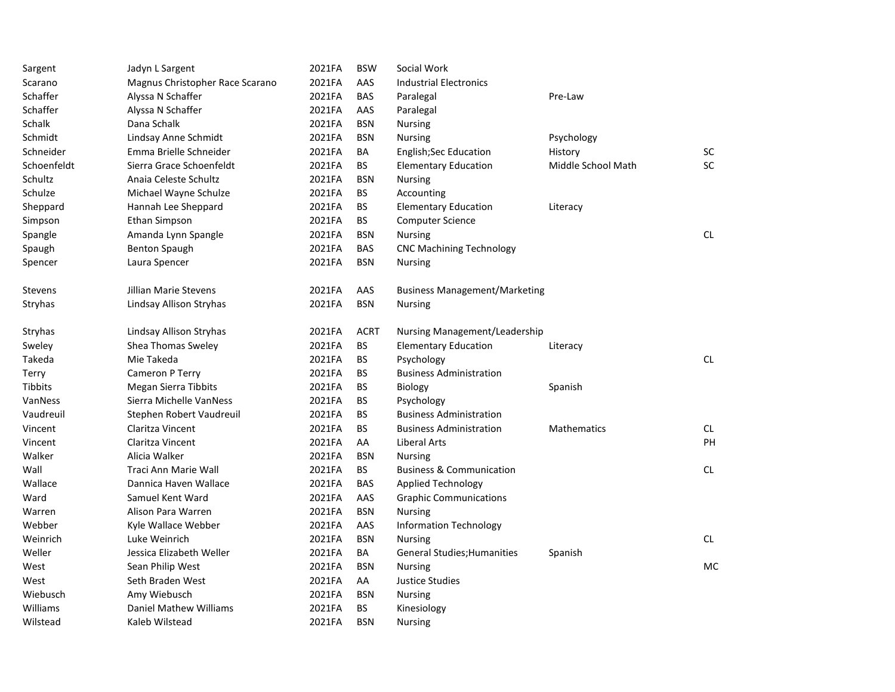| | | | | | | |
|---|---|---|---|---|---|---|
| Sargent | Jadyn L Sargent | 2021FA | BSW | Social Work | | |
| Scarano | Magnus Christopher Race Scarano | 2021FA | AAS | Industrial Electronics | | |
| Schaffer | Alyssa N Schaffer | 2021FA | BAS | Paralegal | Pre-Law | |
| Schaffer | Alyssa N Schaffer | 2021FA | AAS | Paralegal | | |
| Schalk | Dana Schalk | 2021FA | BSN | Nursing | | |
| Schmidt | Lindsay Anne Schmidt | 2021FA | BSN | Nursing | Psychology | |
| Schneider | Emma Brielle Schneider | 2021FA | BA | English;Sec Education | History | SC |
| Schoenfeldt | Sierra Grace Schoenfeldt | 2021FA | BS | Elementary Education | Middle School Math | SC |
| Schultz | Anaia Celeste Schultz | 2021FA | BSN | Nursing | | |
| Schulze | Michael Wayne Schulze | 2021FA | BS | Accounting | | |
| Sheppard | Hannah Lee Sheppard | 2021FA | BS | Elementary Education | Literacy | |
| Simpson | Ethan Simpson | 2021FA | BS | Computer Science | | |
| Spangle | Amanda Lynn Spangle | 2021FA | BSN | Nursing | | CL |
| Spaugh | Benton Spaugh | 2021FA | BAS | CNC Machining Technology | | |
| Spencer | Laura Spencer | 2021FA | BSN | Nursing | | |
| Stevens | Jillian Marie Stevens | 2021FA | AAS | Business Management/Marketing | | |
| Stryhas | Lindsay Allison Stryhas | 2021FA | BSN | Nursing | | |
| Stryhas | Lindsay Allison Stryhas | 2021FA | ACRT | Nursing Management/Leadership | | |
| Sweley | Shea Thomas Sweley | 2021FA | BS | Elementary Education | Literacy | |
| Takeda | Mie Takeda | 2021FA | BS | Psychology | | CL |
| Terry | Cameron P Terry | 2021FA | BS | Business Administration | | |
| Tibbits | Megan Sierra Tibbits | 2021FA | BS | Biology | Spanish | |
| VanNess | Sierra Michelle VanNess | 2021FA | BS | Psychology | | |
| Vaudreuil | Stephen Robert Vaudreuil | 2021FA | BS | Business Administration | | |
| Vincent | Claritza Vincent | 2021FA | BS | Business Administration | Mathematics | CL |
| Vincent | Claritza Vincent | 2021FA | AA | Liberal Arts | | PH |
| Walker | Alicia Walker | 2021FA | BSN | Nursing | | |
| Wall | Traci Ann Marie Wall | 2021FA | BS | Business & Communication | | CL |
| Wallace | Dannica Haven Wallace | 2021FA | BAS | Applied Technology | | |
| Ward | Samuel Kent Ward | 2021FA | AAS | Graphic Communications | | |
| Warren | Alison Para Warren | 2021FA | BSN | Nursing | | |
| Webber | Kyle Wallace Webber | 2021FA | AAS | Information Technology | | |
| Weinrich | Luke Weinrich | 2021FA | BSN | Nursing | | CL |
| Weller | Jessica Elizabeth Weller | 2021FA | BA | General Studies;Humanities | Spanish | |
| West | Sean Philip West | 2021FA | BSN | Nursing | | MC |
| West | Seth Braden West | 2021FA | AA | Justice Studies | | |
| Wiebusch | Amy Wiebusch | 2021FA | BSN | Nursing | | |
| Williams | Daniel Mathew Williams | 2021FA | BS | Kinesiology | | |
| Wilstead | Kaleb Wilstead | 2021FA | BSN | Nursing | | |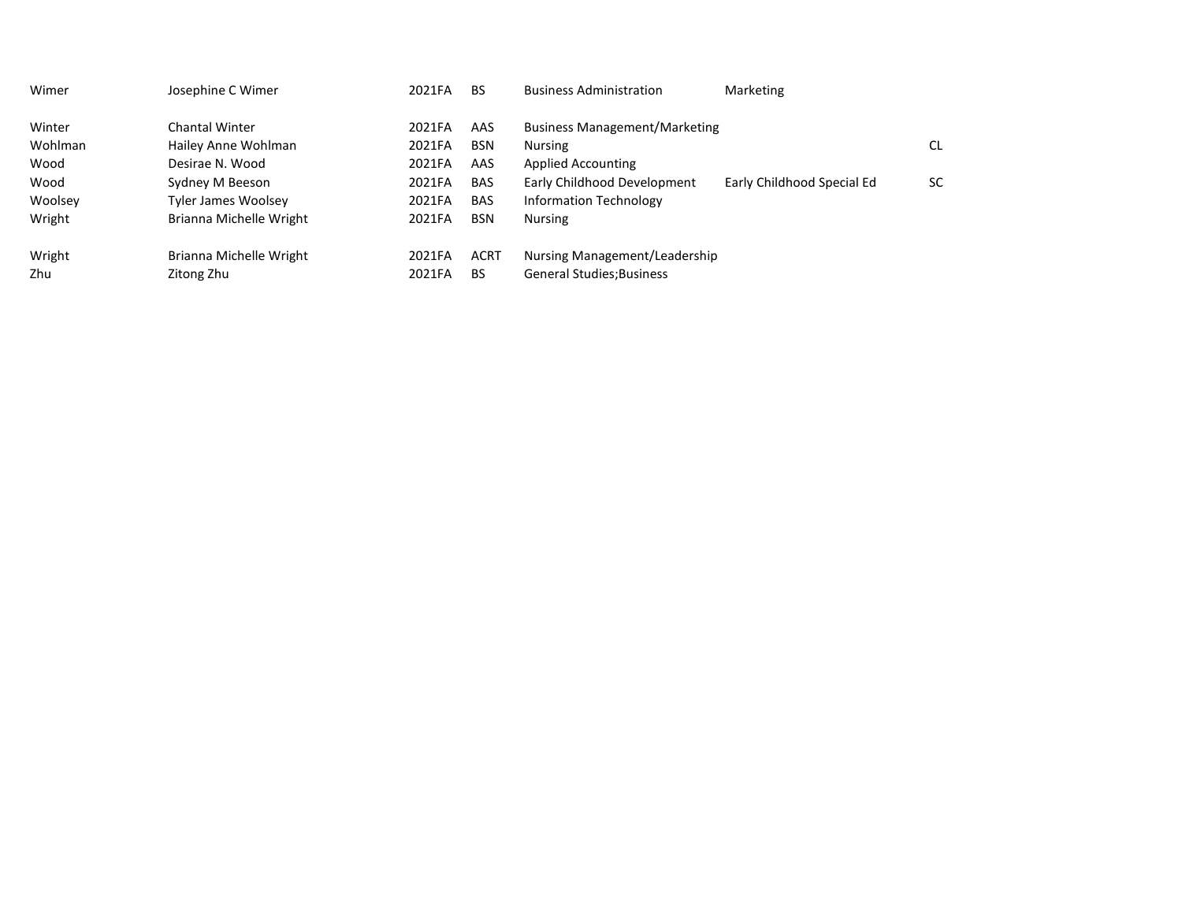| | | | | | | |
|---|---|---|---|---|---|---|
| Wimer | Josephine C Wimer | 2021FA | BS | Business Administration | Marketing | |
| Winter | Chantal Winter | 2021FA | AAS | Business Management/Marketing | | |
| Wohlman | Hailey Anne Wohlman | 2021FA | BSN | Nursing | | CL |
| Wood | Desirae N. Wood | 2021FA | AAS | Applied Accounting | | |
| Wood | Sydney M Beeson | 2021FA | BAS | Early Childhood Development | Early Childhood Special Ed | SC |
| Woolsey | Tyler James Woolsey | 2021FA | BAS | Information Technology | | |
| Wright | Brianna Michelle Wright | 2021FA | BSN | Nursing | | |
| Wright | Brianna Michelle Wright | 2021FA | ACRT | Nursing Management/Leadership | | |
| Zhu | Zitong Zhu | 2021FA | BS | General Studies;Business | | |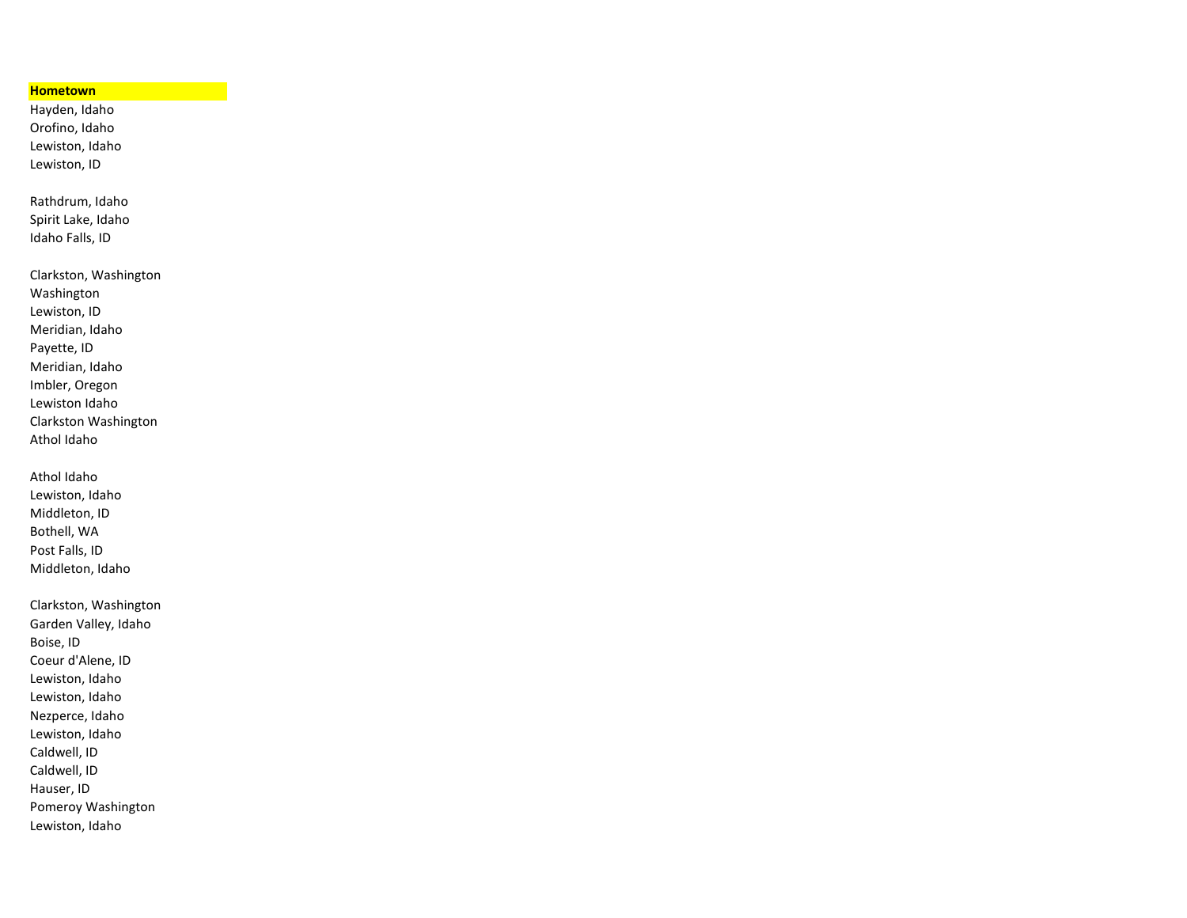| Hometown |
| --- |
| Hayden, Idaho |
| Orofino, Idaho |
| Lewiston, Idaho |
| Lewiston, ID |
| |
| Rathdrum, Idaho |
| Spirit Lake, Idaho |
| Idaho Falls, ID |
| |
| Clarkston, Washington |
| Washington |
| Lewiston, ID |
| Meridian, Idaho |
| Payette, ID |
| Meridian, Idaho |
| Imbler, Oregon |
| Lewiston Idaho |
| Clarkston Washington |
| Athol Idaho |
| |
| Athol Idaho |
| Lewiston, Idaho |
| Middleton, ID |
| Bothell, WA |
| Post Falls, ID |
| Middleton, Idaho |
| |
| Clarkston, Washington |
| Garden Valley, Idaho |
| Boise, ID |
| Coeur d'Alene, ID |
| Lewiston, Idaho |
| Lewiston, Idaho |
| Nezperce, Idaho |
| Lewiston, Idaho |
| Caldwell, ID |
| Caldwell, ID |
| Hauser, ID |
| Pomeroy Washington |
| Lewiston, Idaho |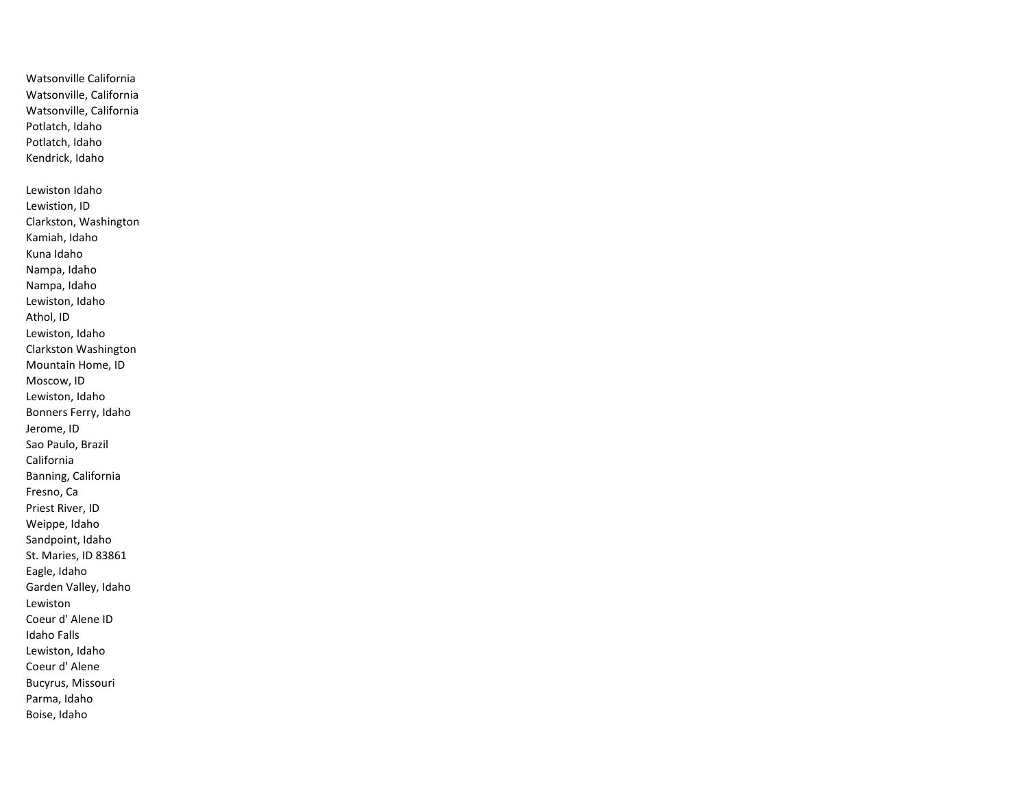Watsonville California
Watsonville, California
Watsonville, California
Potlatch, Idaho
Potlatch, Idaho
Kendrick, Idaho

Lewiston Idaho
Lewistion, ID
Clarkston, Washington
Kamiah, Idaho
Kuna Idaho
Nampa, Idaho
Nampa, Idaho
Lewiston, Idaho
Athol, ID
Lewiston, Idaho
Clarkston Washington
Mountain Home, ID
Moscow, ID
Lewiston, Idaho
Bonners Ferry, Idaho
Jerome, ID
Sao Paulo, Brazil
California
Banning, California
Fresno, Ca
Priest River, ID
Weippe, Idaho
Sandpoint, Idaho
St. Maries, ID 83861
Eagle, Idaho
Garden Valley, Idaho
Lewiston
Coeur d' Alene ID
Idaho Falls
Lewiston, Idaho
Coeur d' Alene
Bucyrus, Missouri
Parma, Idaho
Boise, Idaho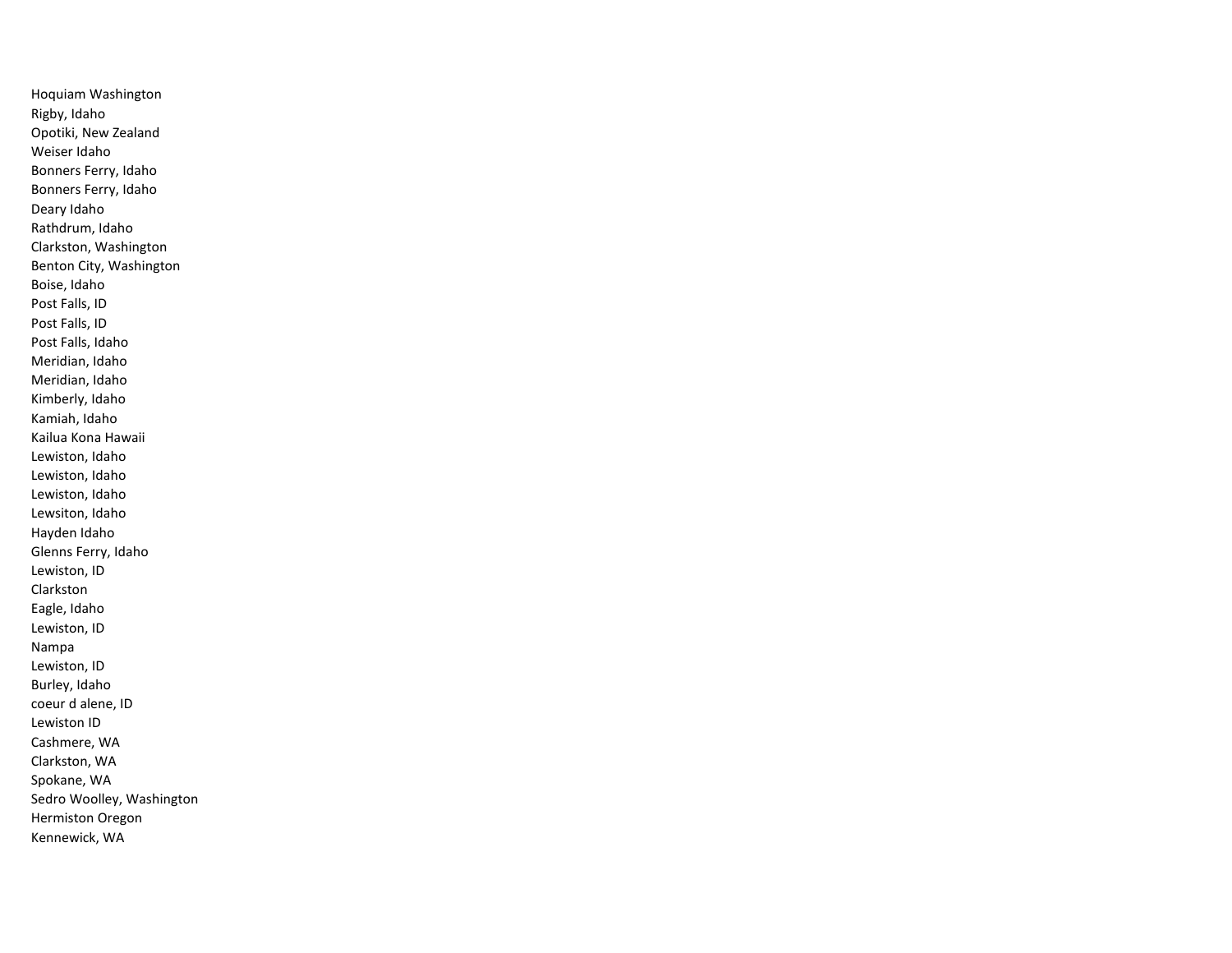Hoquiam Washington
Rigby, Idaho
Opotiki, New Zealand
Weiser Idaho
Bonners Ferry, Idaho
Bonners Ferry, Idaho
Deary Idaho
Rathdrum, Idaho
Clarkston, Washington
Benton City, Washington
Boise, Idaho
Post Falls, ID
Post Falls, ID
Post Falls, Idaho
Meridian, Idaho
Meridian, Idaho
Kimberly, Idaho
Kamiah, Idaho
Kailua Kona Hawaii
Lewiston, Idaho
Lewiston, Idaho
Lewiston, Idaho
Lewsiton, Idaho
Hayden Idaho
Glenns Ferry, Idaho
Lewiston, ID
Clarkston
Eagle, Idaho
Lewiston, ID
Nampa
Lewiston, ID
Burley, Idaho
coeur d alene, ID
Lewiston ID
Cashmere, WA
Clarkston, WA
Spokane, WA
Sedro Woolley, Washington
Hermiston Oregon
Kennewick, WA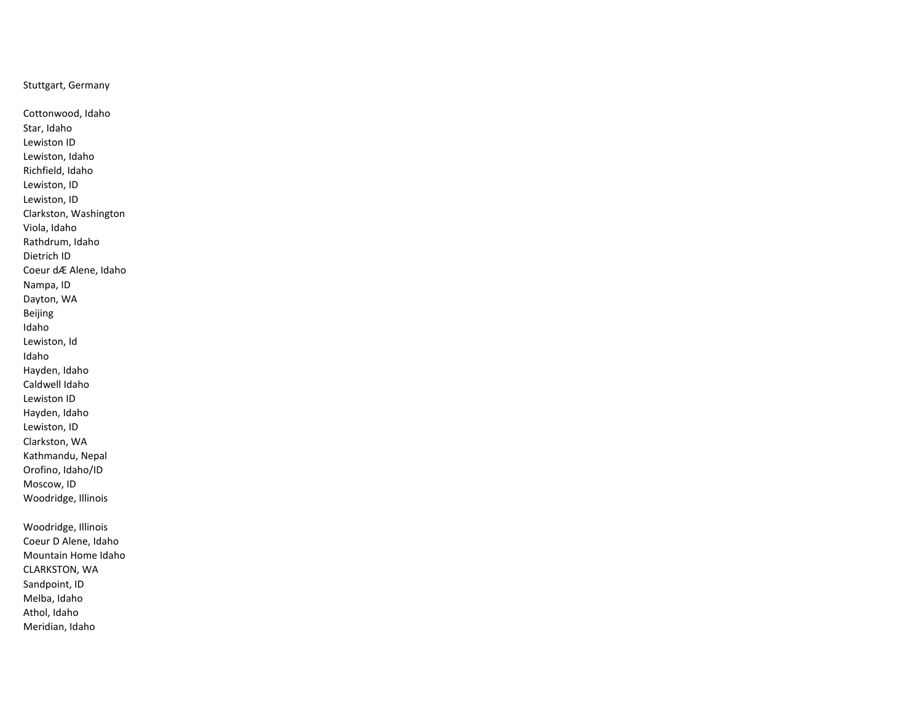Stuttgart, Germany

Cottonwood, Idaho
Star, Idaho
Lewiston ID
Lewiston, Idaho
Richfield, Idaho
Lewiston, ID
Lewiston, ID
Clarkston, Washington
Viola, Idaho
Rathdrum, Idaho
Dietrich ID
Coeur dÆ Alene, Idaho
Nampa, ID
Dayton, WA
Beijing
Idaho
Lewiston, Id
Idaho
Hayden, Idaho
Caldwell Idaho
Lewiston ID
Hayden, Idaho
Lewiston, ID
Clarkston, WA
Kathmandu, Nepal
Orofino, Idaho/ID
Moscow, ID
Woodridge, Illinois

Woodridge, Illinois
Coeur D Alene, Idaho
Mountain Home Idaho
CLARKSTON, WA
Sandpoint, ID
Melba, Idaho
Athol, Idaho
Meridian, Idaho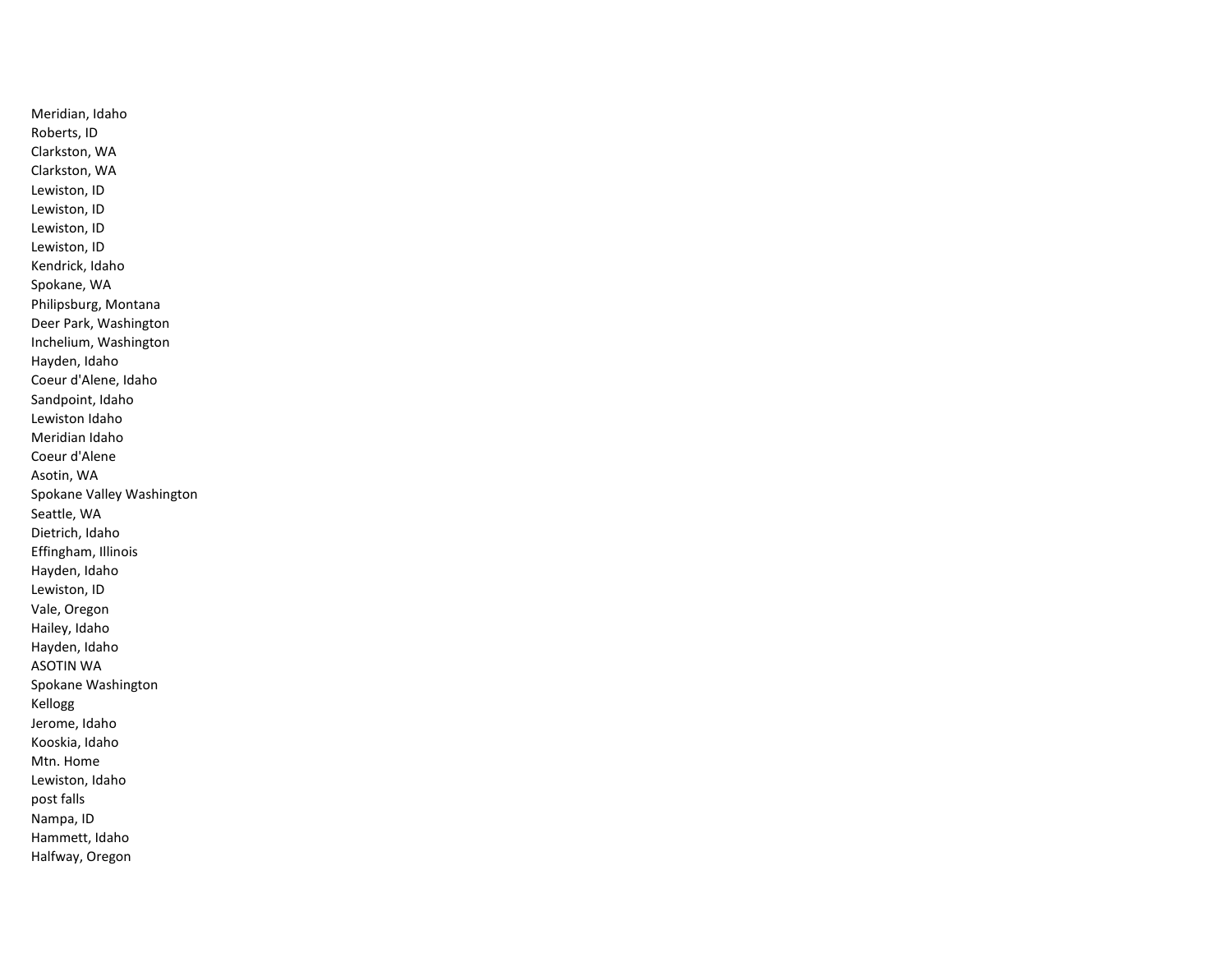Meridian, Idaho
Roberts, ID
Clarkston, WA
Clarkston, WA
Lewiston, ID
Lewiston, ID
Lewiston, ID
Lewiston, ID
Kendrick, Idaho
Spokane, WA
Philipsburg, Montana
Deer Park, Washington
Inchelium, Washington
Hayden, Idaho
Coeur d'Alene, Idaho
Sandpoint, Idaho
Lewiston Idaho
Meridian Idaho
Coeur d'Alene
Asotin, WA
Spokane Valley Washington
Seattle, WA
Dietrich, Idaho
Effingham, Illinois
Hayden, Idaho
Lewiston, ID
Vale, Oregon
Hailey, Idaho
Hayden, Idaho
ASOTIN WA
Spokane Washington
Kellogg
Jerome, Idaho
Kooskia, Idaho
Mtn. Home
Lewiston, Idaho
post falls
Nampa, ID
Hammett, Idaho
Halfway, Oregon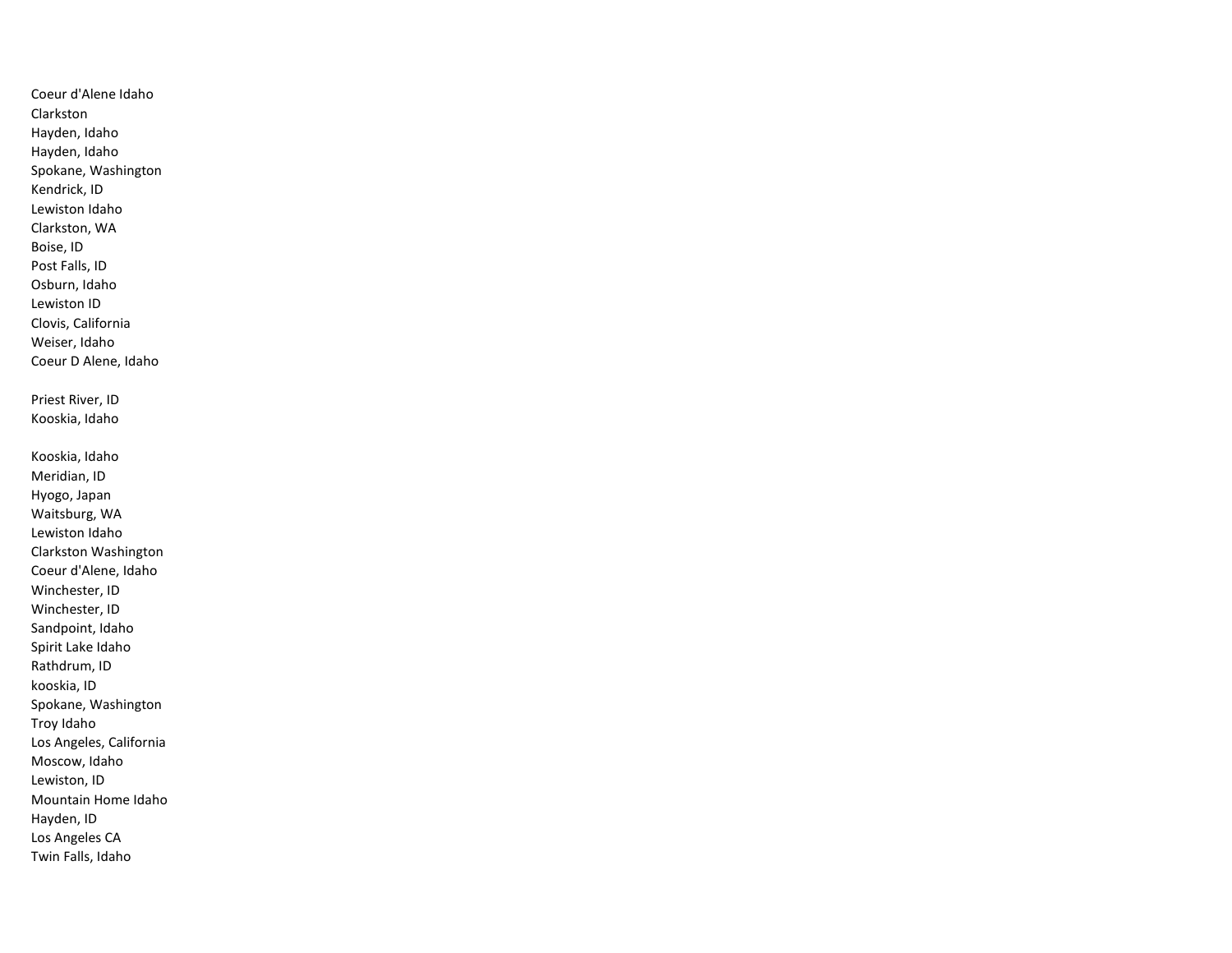Coeur d'Alene Idaho
Clarkston
Hayden, Idaho
Hayden, Idaho
Spokane, Washington
Kendrick, ID
Lewiston Idaho
Clarkston, WA
Boise, ID
Post Falls, ID
Osburn, Idaho
Lewiston ID
Clovis, California
Weiser, Idaho
Coeur D Alene, Idaho

Priest River, ID
Kooskia, Idaho

Kooskia, Idaho
Meridian, ID
Hyogo, Japan
Waitsburg, WA
Lewiston Idaho
Clarkston Washington
Coeur d'Alene, Idaho
Winchester, ID
Winchester, ID
Sandpoint, Idaho
Spirit Lake Idaho
Rathdrum, ID
kooskia, ID
Spokane, Washington
Troy Idaho
Los Angeles, California
Moscow, Idaho
Lewiston, ID
Mountain Home Idaho
Hayden, ID
Los Angeles CA
Twin Falls, Idaho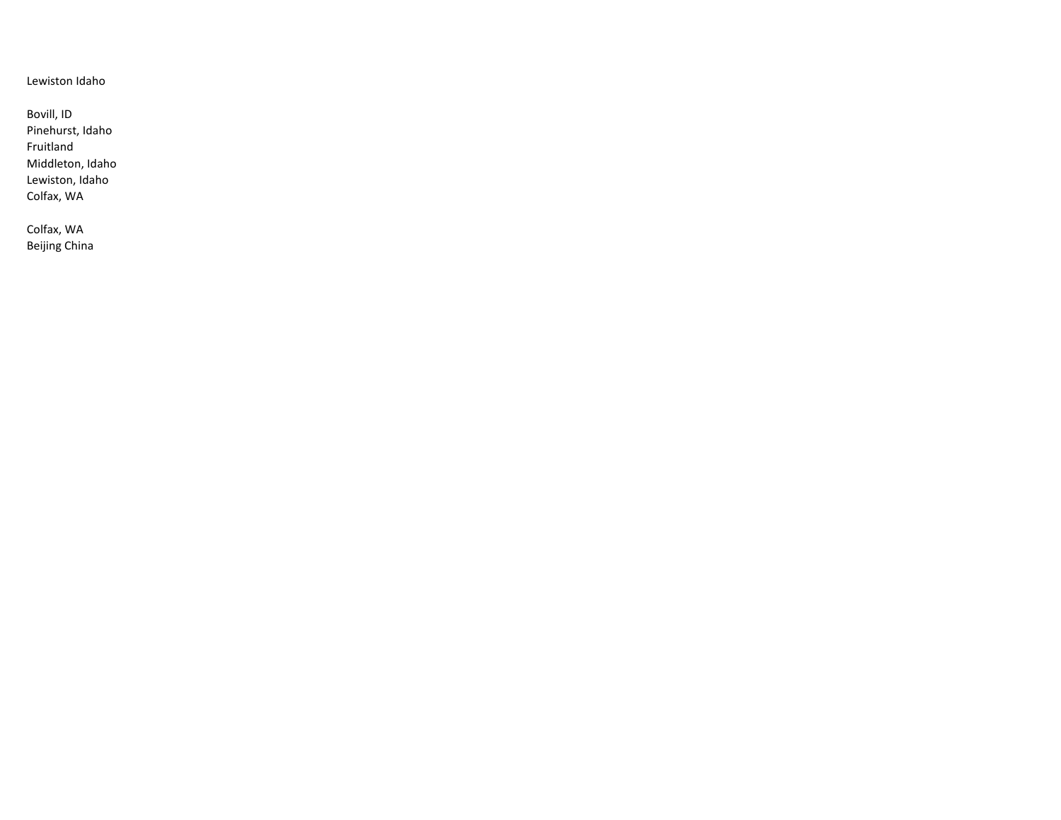Lewiston Idaho

Bovill, ID
Pinehurst, Idaho
Fruitland
Middleton, Idaho
Lewiston, Idaho
Colfax, WA

Colfax, WA
Beijing China